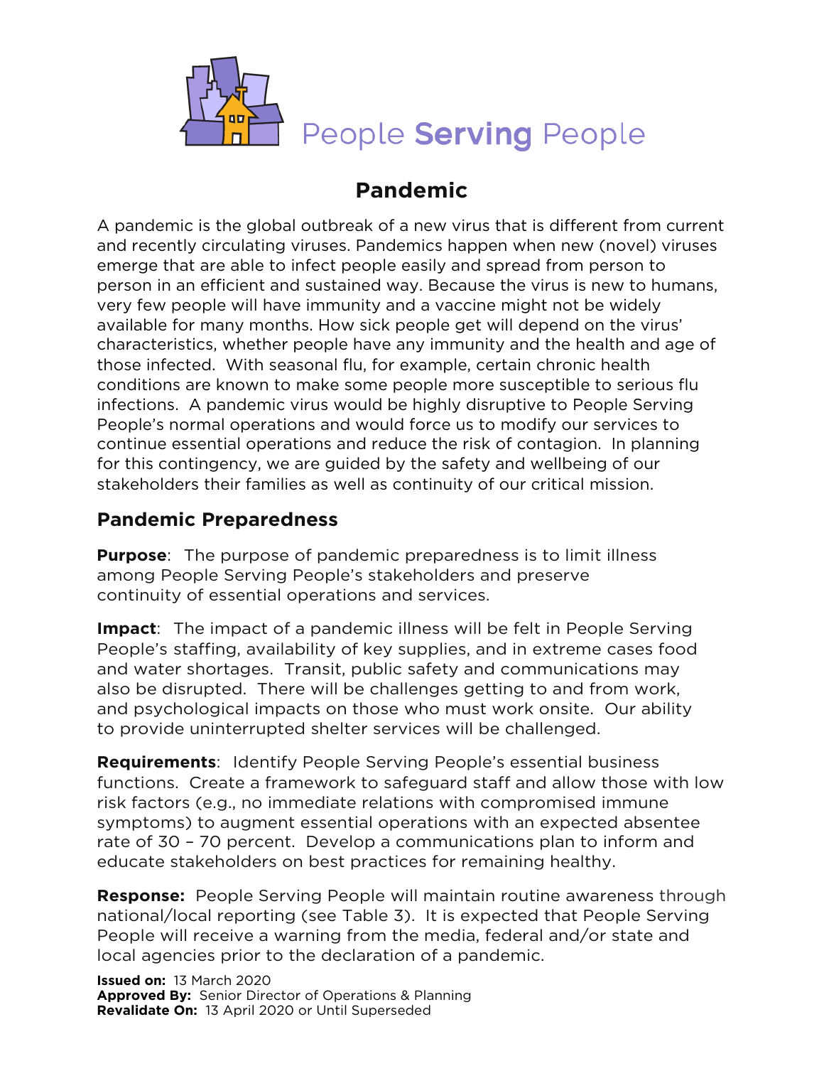People **Serving** People

# Pandemic

A pandemic is the global outbreak of a new virus that is different from current and recently circulating viruses. Pandemics happen when new (novel) viruses emerge that are able to infect people easily and spread from person to person in an efficient and sustained way. Because the virus is new to humans, very few people will have immunity and a vaccine might not be widely available for many months. How sick people get will depend on the virus' characteristics, whether people have any immunity and the health and age of those infected. With seasonal flu, for example, certain chronic health conditions are known to make some people more susceptible to serious flu infections. A pandemic virus would be highly disruptive to People Serving People's normal operations and would force us to modify our services to continue essential operations and reduce the risk of contagion. In planning for this contingency, we are guided by the safety and wellbeing of our stakeholders their families as well as continuity of our critical mission.

## Pandemic Preparedness

**Purpose**: The purpose of pandemic preparedness is to limit illness among People Serving People's stakeholders and preserve continuity of essential operations and services.

**Impact**: The impact of a pandemic illness will be felt in People Serving People's staffing, availability of key supplies, and in extreme cases food and water shortages. Transit, public safety and communications may also be disrupted. There will be challenges getting to and from work, and psychological impacts on those who must work onsite. Our ability to provide uninterrupted shelter services will be challenged.

**Requirements**: Identify People Serving People's essential business functions. Create a framework to safeguard staff and allow those with low risk factors (e.g., no immediate relations with compromised immune symptoms) to augment essential operations with an expected absentee rate of 30 – 70 percent. Develop a communications plan to inform and educate stakeholders on best practices for remaining healthy.

**Response:** People Serving People will maintain routine awareness through national/local reporting (see Table 3). It is expected that People Serving People will receive a warning from the media, federal and/or state and local agencies prior to the declaration of a pandemic.

**Issued on:** 13 March 2020
**Approved By:** Senior Director of Operations & Planning
**Revalidate On:** 13 April 2020 or Until Superseded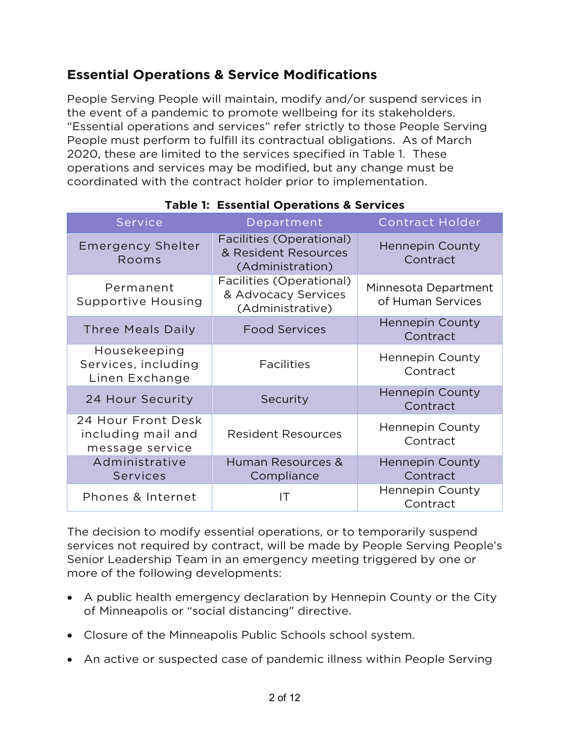## Essential Operations & Service Modifications

People Serving People will maintain, modify and/or suspend services in the event of a pandemic to promote wellbeing for its stakeholders. "Essential operations and services" refer strictly to those People Serving People must perform to fulfill its contractual obligations. As of March 2020, these are limited to the services specified in Table 1. These operations and services may be modified, but any change must be coordinated with the contract holder prior to implementation.

**Table 1: Essential Operations & Services**

| Service | Department | Contract Holder |
|---|---|---|
| Emergency Shelter Rooms | Facilities (Operational) & Resident Resources (Administration) | Hennepin County Contract |
| Permanent Supportive Housing | Facilities (Operational) & Advocacy Services (Administrative) | Minnesota Department of Human Services |
| Three Meals Daily | Food Services | Hennepin County Contract |
| Housekeeping Services, including Linen Exchange | Facilities | Hennepin County Contract |
| 24 Hour Security | Security | Hennepin County Contract |
| 24 Hour Front Desk including mail and message service | Resident Resources | Hennepin County Contract |
| Administrative Services | Human Resources & Compliance | Hennepin County Contract |
| Phones & Internet | IT | Hennepin County Contract |

The decision to modify essential operations, or to temporarily suspend services not required by contract, will be made by People Serving People's Senior Leadership Team in an emergency meeting triggered by one or more of the following developments:

- A public health emergency declaration by Hennepin County or the City of Minneapolis or "social distancing" directive.
- Closure of the Minneapolis Public Schools school system.
- An active or suspected case of pandemic illness within People Serving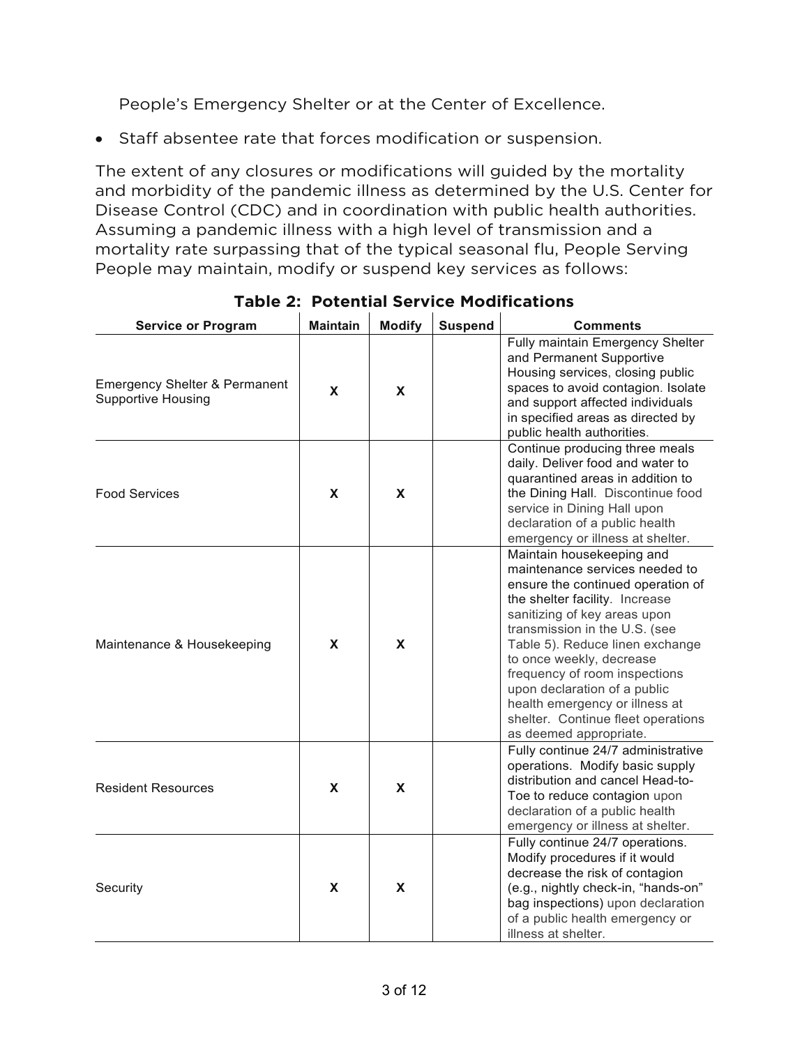People's Emergency Shelter or at the Center of Excellence.

- Staff absentee rate that forces modification or suspension.

The extent of any closures or modifications will guided by the mortality and morbidity of the pandemic illness as determined by the U.S. Center for Disease Control (CDC) and in coordination with public health authorities. Assuming a pandemic illness with a high level of transmission and a mortality rate surpassing that of the typical seasonal flu, People Serving People may maintain, modify or suspend key services as follows:

**Table 2: Potential Service Modifications**

| Service or Program | Maintain | Modify | Suspend | Comments |
|---|---|---|---|---|
| Emergency Shelter & Permanent Supportive Housing | X | X | | Fully maintain Emergency Shelter and Permanent Supportive Housing services, closing public spaces to avoid contagion. Isolate and support affected individuals in specified areas as directed by public health authorities. |
| Food Services | X | X | | Continue producing three meals daily. Deliver food and water to quarantined areas in addition to the Dining Hall. Discontinue food service in Dining Hall upon declaration of a public health emergency or illness at shelter. |
| Maintenance & Housekeeping | X | X | | Maintain housekeeping and maintenance services needed to ensure the continued operation of the shelter facility. Increase sanitizing of key areas upon transmission in the U.S. (see Table 5). Reduce linen exchange to once weekly, decrease frequency of room inspections upon declaration of a public health emergency or illness at shelter. Continue fleet operations as deemed appropriate. |
| Resident Resources | X | X | | Fully continue 24/7 administrative operations. Modify basic supply distribution and cancel Head-to-Toe to reduce contagion upon declaration of a public health emergency or illness at shelter. |
| Security | X | X | | Fully continue 24/7 operations. Modify procedures if it would decrease the risk of contagion (e.g., nightly check-in, "hands-on" bag inspections) upon declaration of a public health emergency or illness at shelter. |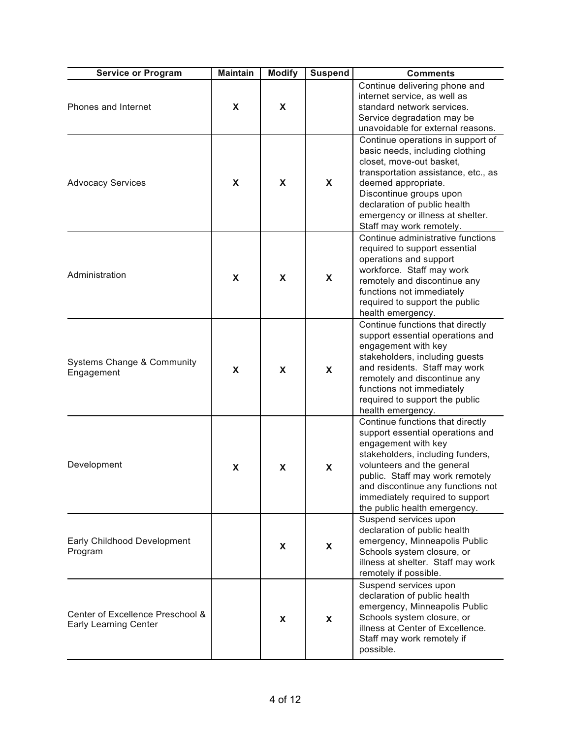| Service or Program | Maintain | Modify | Suspend | Comments |
|---|---|---|---|---|
| Phones and Internet | X | X | | Continue delivering phone and internet service, as well as standard network services. Service degradation may be unavoidable for external reasons. |
| Advocacy Services | X | X | X | Continue operations in support of basic needs, including clothing closet, move-out basket, transportation assistance, etc., as deemed appropriate. Discontinue groups upon declaration of public health emergency or illness at shelter. Staff may work remotely. |
| Administration | X | X | X | Continue administrative functions required to support essential operations and support workforce. Staff may work remotely and discontinue any functions not immediately required to support the public health emergency. |
| Systems Change & Community Engagement | X | X | X | Continue functions that directly support essential operations and engagement with key stakeholders, including guests and residents. Staff may work remotely and discontinue any functions not immediately required to support the public health emergency. |
| Development | X | X | X | Continue functions that directly support essential operations and engagement with key stakeholders, including funders, volunteers and the general public. Staff may work remotely and discontinue any functions not immediately required to support the public health emergency. |
| Early Childhood Development Program | | X | X | Suspend services upon declaration of public health emergency, Minneapolis Public Schools system closure, or illness at shelter. Staff may work remotely if possible. |
| Center of Excellence Preschool & Early Learning Center | | X | X | Suspend services upon declaration of public health emergency, Minneapolis Public Schools system closure, or illness at Center of Excellence. Staff may work remotely if possible. |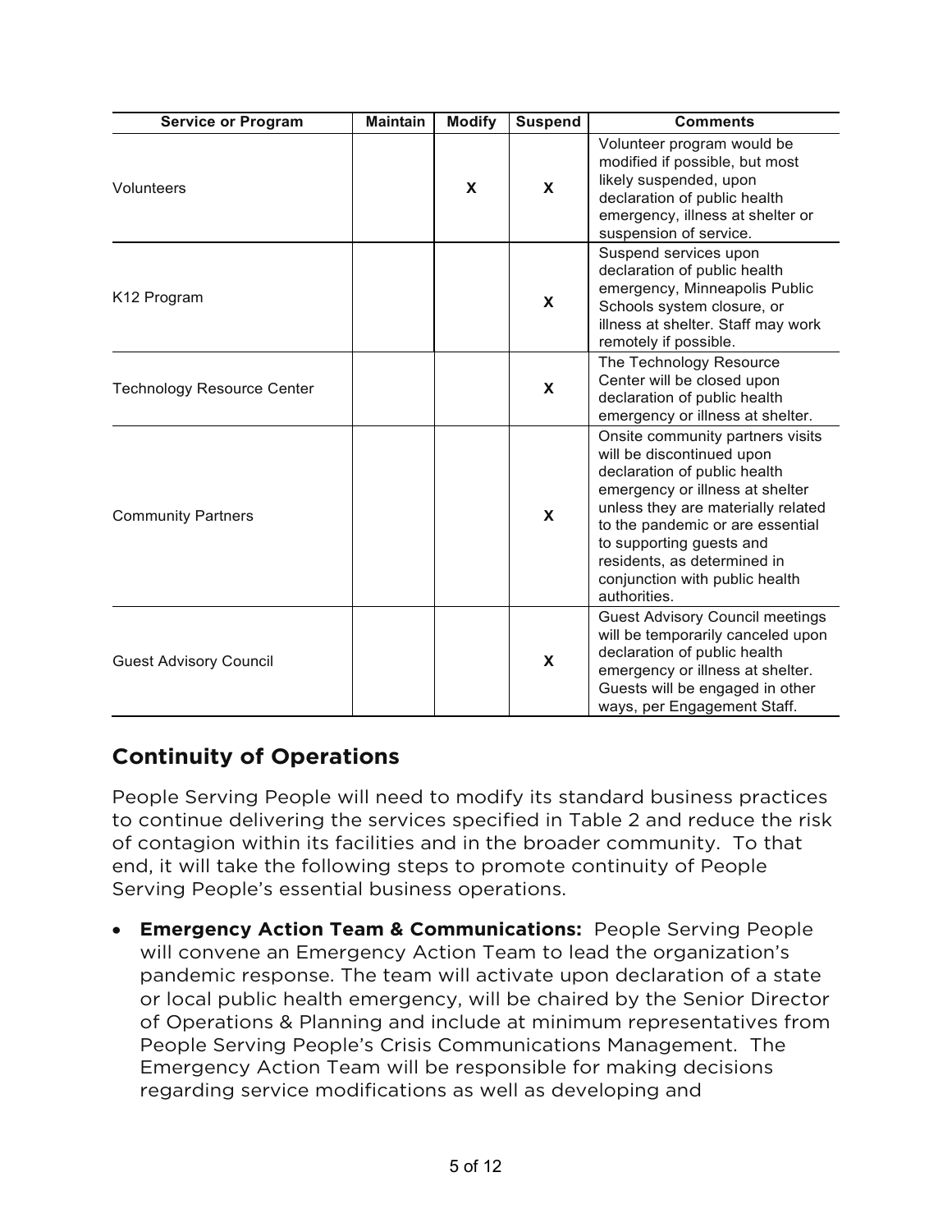| Service or Program | Maintain | Modify | Suspend | Comments |
|---|---|---|---|---|
| Volunteers | | X | X | Volunteer program would be modified if possible, but most likely suspended, upon declaration of public health emergency, illness at shelter or suspension of service. |
| K12 Program | | | X | Suspend services upon declaration of public health emergency, Minneapolis Public Schools system closure, or illness at shelter. Staff may work remotely if possible. |
| Technology Resource Center | | | X | The Technology Resource Center will be closed upon declaration of public health emergency or illness at shelter. |
| Community Partners | | | X | Onsite community partners visits will be discontinued upon declaration of public health emergency or illness at shelter unless they are materially related to the pandemic or are essential to supporting guests and residents, as determined in conjunction with public health authorities. |
| Guest Advisory Council | | | X | Guest Advisory Council meetings will be temporarily canceled upon declaration of public health emergency or illness at shelter. Guests will be engaged in other ways, per Engagement Staff. |

## Continuity of Operations

People Serving People will need to modify its standard business practices to continue delivering the services specified in Table 2 and reduce the risk of contagion within its facilities and in the broader community. To that end, it will take the following steps to promote continuity of People Serving People's essential business operations.

- **Emergency Action Team & Communications:** People Serving People will convene an Emergency Action Team to lead the organization's pandemic response. The team will activate upon declaration of a state or local public health emergency, will be chaired by the Senior Director of Operations & Planning and include at minimum representatives from People Serving People's Crisis Communications Management. The Emergency Action Team will be responsible for making decisions regarding service modifications as well as developing and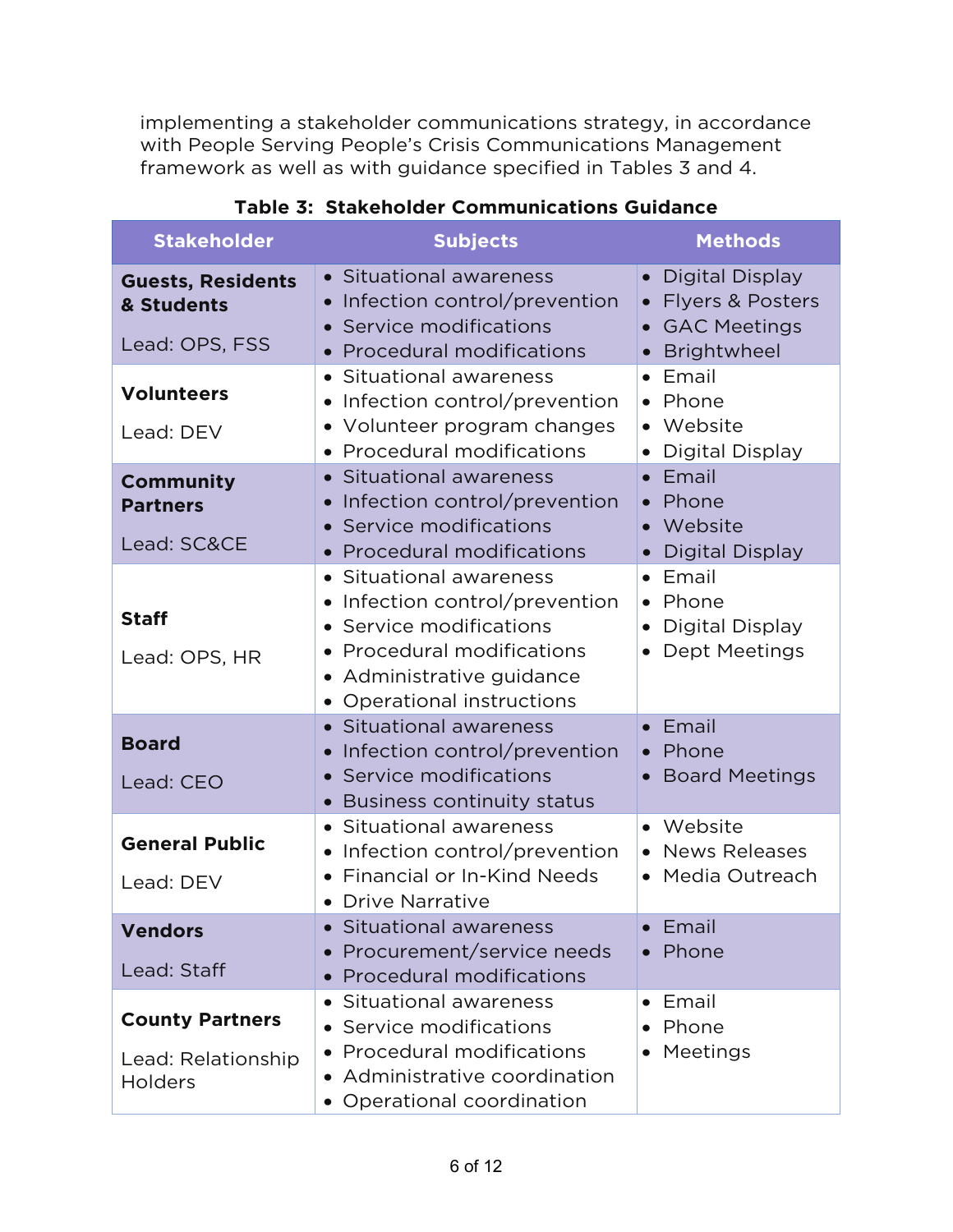implementing a stakeholder communications strategy, in accordance with People Serving People's Crisis Communications Management framework as well as with guidance specified in Tables 3 and 4.

**Table 3: Stakeholder Communications Guidance**

| Stakeholder | Subjects | Methods |
|---|---|---|
| **Guests, Residents & Students**<br><br>Lead: OPS, FSS | • Situational awareness<br>• Infection control/prevention<br>• Service modifications<br>• Procedural modifications | • Digital Display<br>• Flyers & Posters<br>• GAC Meetings<br>• Brightwheel |
| **Volunteers**<br><br>Lead: DEV | • Situational awareness<br>• Infection control/prevention<br>• Volunteer program changes<br>• Procedural modifications | • Email<br>• Phone<br>• Website<br>• Digital Display |
| **Community Partners**<br><br>Lead: SC&CE | • Situational awareness<br>• Infection control/prevention<br>• Service modifications<br>• Procedural modifications | • Email<br>• Phone<br>• Website<br>• Digital Display |
| **Staff**<br><br>Lead: OPS, HR | • Situational awareness<br>• Infection control/prevention<br>• Service modifications<br>• Procedural modifications<br>• Administrative guidance<br>• Operational instructions | • Email<br>• Phone<br>• Digital Display<br>• Dept Meetings |
| **Board**<br><br>Lead: CEO | • Situational awareness<br>• Infection control/prevention<br>• Service modifications<br>• Business continuity status | • Email<br>• Phone<br>• Board Meetings |
| **General Public**<br><br>Lead: DEV | • Situational awareness<br>• Infection control/prevention<br>• Financial or In-Kind Needs<br>• Drive Narrative | • Website<br>• News Releases<br>• Media Outreach |
| **Vendors**<br><br>Lead: Staff | • Situational awareness<br>• Procurement/service needs<br>• Procedural modifications | • Email<br>• Phone |
| **County Partners**<br><br>Lead: Relationship Holders | • Situational awareness<br>• Service modifications<br>• Procedural modifications<br>• Administrative coordination<br>• Operational coordination | • Email<br>• Phone<br>• Meetings |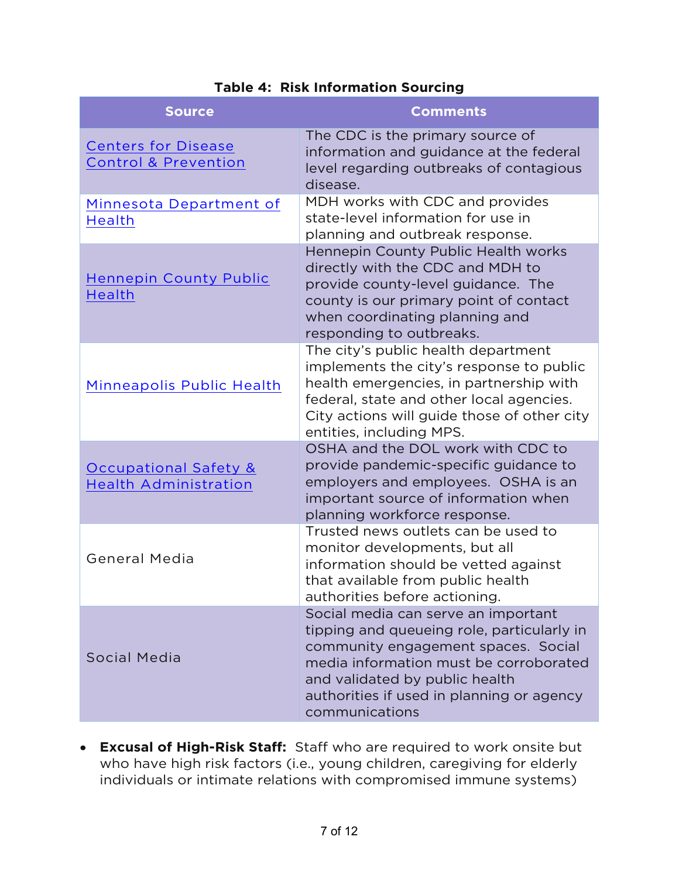**Table 4: Risk Information Sourcing**

| Source | Comments |
|---|---|
| Centers for Disease Control & Prevention | The CDC is the primary source of information and guidance at the federal level regarding outbreaks of contagious disease. |
| Minnesota Department of Health | MDH works with CDC and provides state-level information for use in planning and outbreak response. |
| Hennepin County Public Health | Hennepin County Public Health works directly with the CDC and MDH to provide county-level guidance. The county is our primary point of contact when coordinating planning and responding to outbreaks. |
| Minneapolis Public Health | The city's public health department implements the city's response to public health emergencies, in partnership with federal, state and other local agencies. City actions will guide those of other city entities, including MPS. |
| Occupational Safety & Health Administration | OSHA and the DOL work with CDC to provide pandemic-specific guidance to employers and employees. OSHA is an important source of information when planning workforce response. |
| General Media | Trusted news outlets can be used to monitor developments, but all information should be vetted against that available from public health authorities before actioning. |
| Social Media | Social media can serve an important tipping and queueing role, particularly in community engagement spaces. Social media information must be corroborated and validated by public health authorities if used in planning or agency communications |

- **Excusal of High-Risk Staff:** Staff who are required to work onsite but who have high risk factors (i.e., young children, caregiving for elderly individuals or intimate relations with compromised immune systems)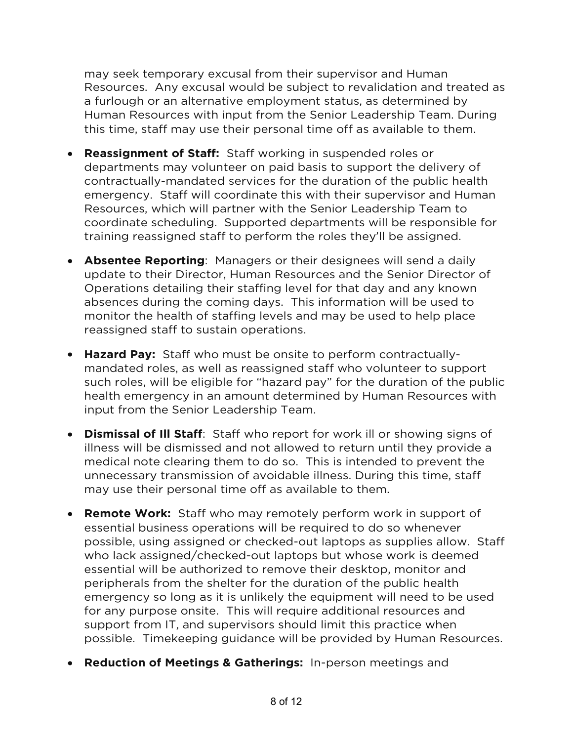may seek temporary excusal from their supervisor and Human Resources. Any excusal would be subject to revalidation and treated as a furlough or an alternative employment status, as determined by Human Resources with input from the Senior Leadership Team. During this time, staff may use their personal time off as available to them.

- **Reassignment of Staff:** Staff working in suspended roles or departments may volunteer on paid basis to support the delivery of contractually-mandated services for the duration of the public health emergency. Staff will coordinate this with their supervisor and Human Resources, which will partner with the Senior Leadership Team to coordinate scheduling. Supported departments will be responsible for training reassigned staff to perform the roles they'll be assigned.
- **Absentee Reporting**: Managers or their designees will send a daily update to their Director, Human Resources and the Senior Director of Operations detailing their staffing level for that day and any known absences during the coming days. This information will be used to monitor the health of staffing levels and may be used to help place reassigned staff to sustain operations.
- **Hazard Pay:** Staff who must be onsite to perform contractually-mandated roles, as well as reassigned staff who volunteer to support such roles, will be eligible for "hazard pay" for the duration of the public health emergency in an amount determined by Human Resources with input from the Senior Leadership Team.
- **Dismissal of Ill Staff**: Staff who report for work ill or showing signs of illness will be dismissed and not allowed to return until they provide a medical note clearing them to do so. This is intended to prevent the unnecessary transmission of avoidable illness. During this time, staff may use their personal time off as available to them.
- **Remote Work:** Staff who may remotely perform work in support of essential business operations will be required to do so whenever possible, using assigned or checked-out laptops as supplies allow. Staff who lack assigned/checked-out laptops but whose work is deemed essential will be authorized to remove their desktop, monitor and peripherals from the shelter for the duration of the public health emergency so long as it is unlikely the equipment will need to be used for any purpose onsite. This will require additional resources and support from IT, and supervisors should limit this practice when possible. Timekeeping guidance will be provided by Human Resources.
- **Reduction of Meetings & Gatherings:** In-person meetings and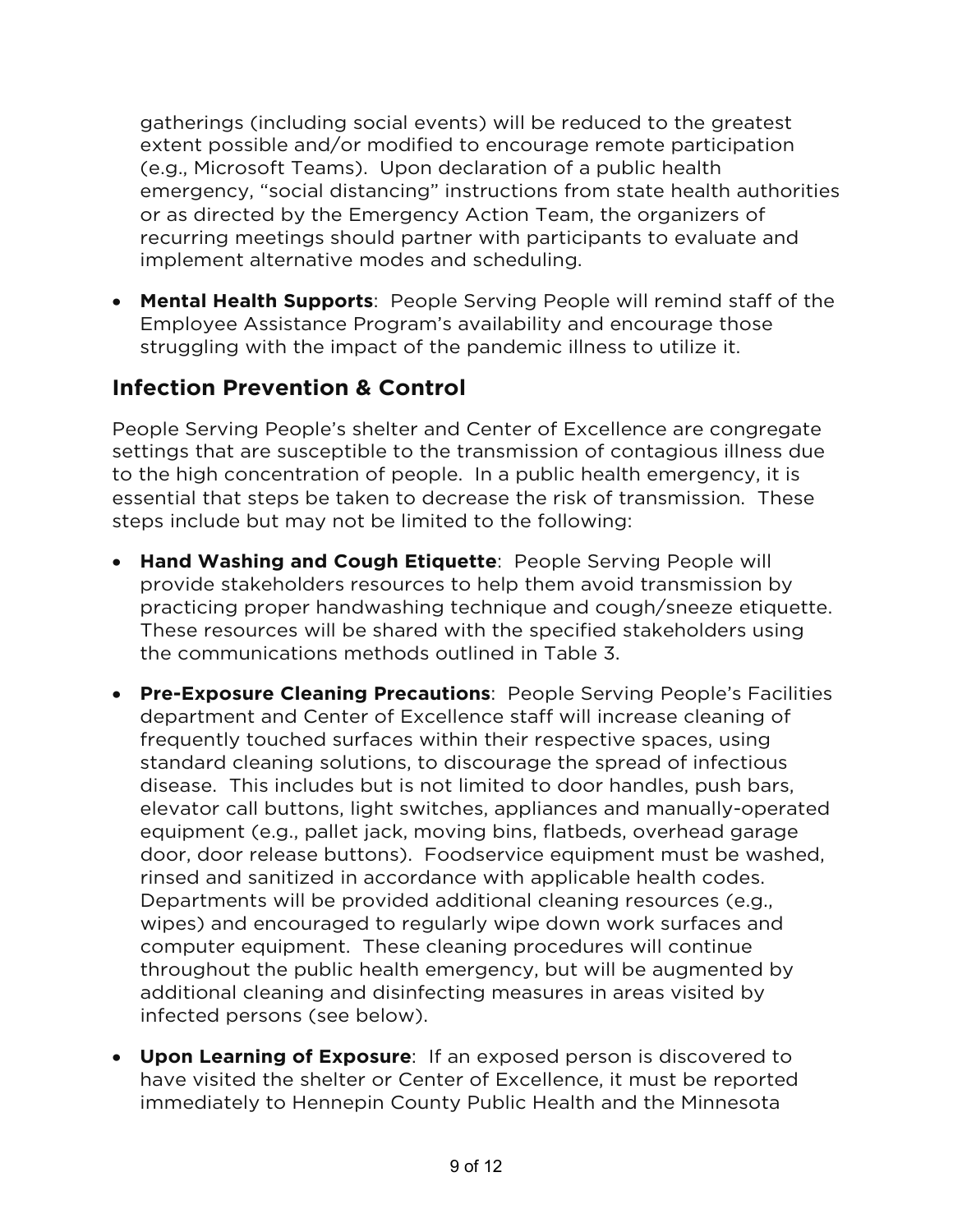gatherings (including social events) will be reduced to the greatest extent possible and/or modified to encourage remote participation (e.g., Microsoft Teams). Upon declaration of a public health emergency, "social distancing" instructions from state health authorities or as directed by the Emergency Action Team, the organizers of recurring meetings should partner with participants to evaluate and implement alternative modes and scheduling.

- **Mental Health Supports**: People Serving People will remind staff of the Employee Assistance Program's availability and encourage those struggling with the impact of the pandemic illness to utilize it.

## Infection Prevention & Control

People Serving People's shelter and Center of Excellence are congregate settings that are susceptible to the transmission of contagious illness due to the high concentration of people. In a public health emergency, it is essential that steps be taken to decrease the risk of transmission. These steps include but may not be limited to the following:

- **Hand Washing and Cough Etiquette**: People Serving People will provide stakeholders resources to help them avoid transmission by practicing proper handwashing technique and cough/sneeze etiquette. These resources will be shared with the specified stakeholders using the communications methods outlined in Table 3.
- **Pre-Exposure Cleaning Precautions**: People Serving People's Facilities department and Center of Excellence staff will increase cleaning of frequently touched surfaces within their respective spaces, using standard cleaning solutions, to discourage the spread of infectious disease. This includes but is not limited to door handles, push bars, elevator call buttons, light switches, appliances and manually-operated equipment (e.g., pallet jack, moving bins, flatbeds, overhead garage door, door release buttons). Foodservice equipment must be washed, rinsed and sanitized in accordance with applicable health codes. Departments will be provided additional cleaning resources (e.g., wipes) and encouraged to regularly wipe down work surfaces and computer equipment. These cleaning procedures will continue throughout the public health emergency, but will be augmented by additional cleaning and disinfecting measures in areas visited by infected persons (see below).
- **Upon Learning of Exposure**: If an exposed person is discovered to have visited the shelter or Center of Excellence, it must be reported immediately to Hennepin County Public Health and the Minnesota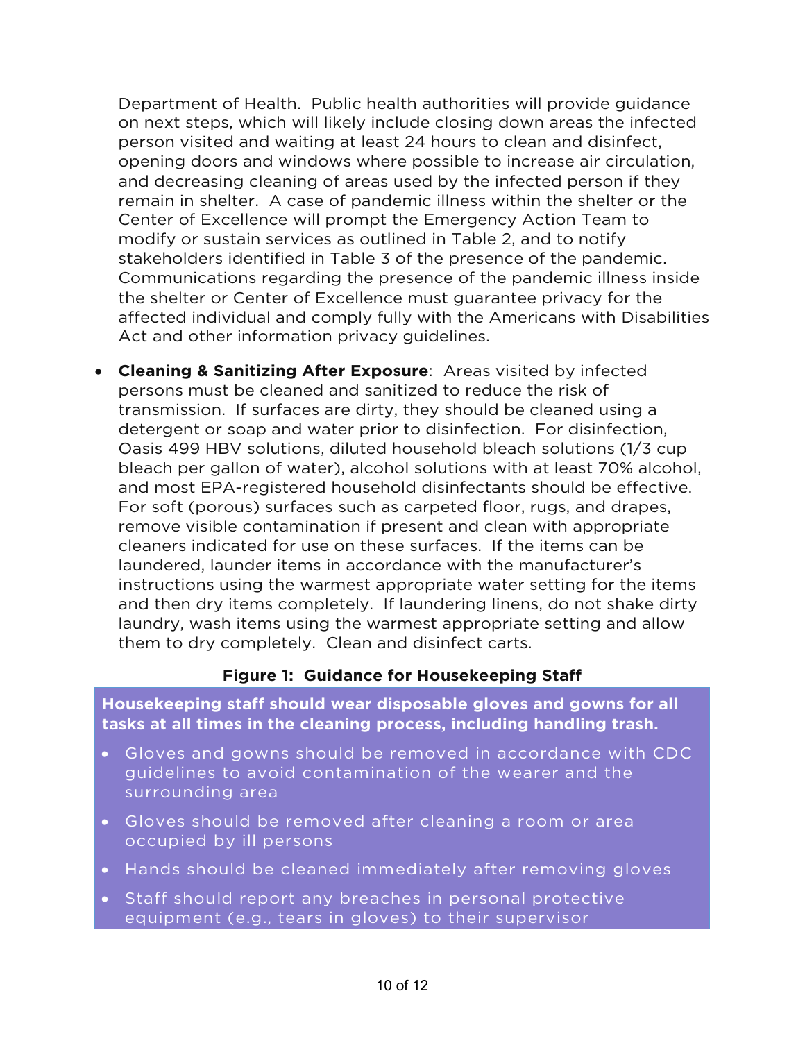Department of Health. Public health authorities will provide guidance on next steps, which will likely include closing down areas the infected person visited and waiting at least 24 hours to clean and disinfect, opening doors and windows where possible to increase air circulation, and decreasing cleaning of areas used by the infected person if they remain in shelter. A case of pandemic illness within the shelter or the Center of Excellence will prompt the Emergency Action Team to modify or sustain services as outlined in Table 2, and to notify stakeholders identified in Table 3 of the presence of the pandemic. Communications regarding the presence of the pandemic illness inside the shelter or Center of Excellence must guarantee privacy for the affected individual and comply fully with the Americans with Disabilities Act and other information privacy guidelines.

- **Cleaning & Sanitizing After Exposure**: Areas visited by infected persons must be cleaned and sanitized to reduce the risk of transmission. If surfaces are dirty, they should be cleaned using a detergent or soap and water prior to disinfection. For disinfection, Oasis 499 HBV solutions, diluted household bleach solutions (1/3 cup bleach per gallon of water), alcohol solutions with at least 70% alcohol, and most EPA-registered household disinfectants should be effective. For soft (porous) surfaces such as carpeted floor, rugs, and drapes, remove visible contamination if present and clean with appropriate cleaners indicated for use on these surfaces. If the items can be laundered, launder items in accordance with the manufacturer's instructions using the warmest appropriate water setting for the items and then dry items completely. If laundering linens, do not shake dirty laundry, wash items using the warmest appropriate setting and allow them to dry completely. Clean and disinfect carts.

**Figure 1: Guidance for Housekeeping Staff**

**Housekeeping staff should wear disposable gloves and gowns for all tasks at all times in the cleaning process, including handling trash.**

- Gloves and gowns should be removed in accordance with CDC guidelines to avoid contamination of the wearer and the surrounding area
- Gloves should be removed after cleaning a room or area occupied by ill persons
- Hands should be cleaned immediately after removing gloves
- Staff should report any breaches in personal protective equipment (e.g., tears in gloves) to their supervisor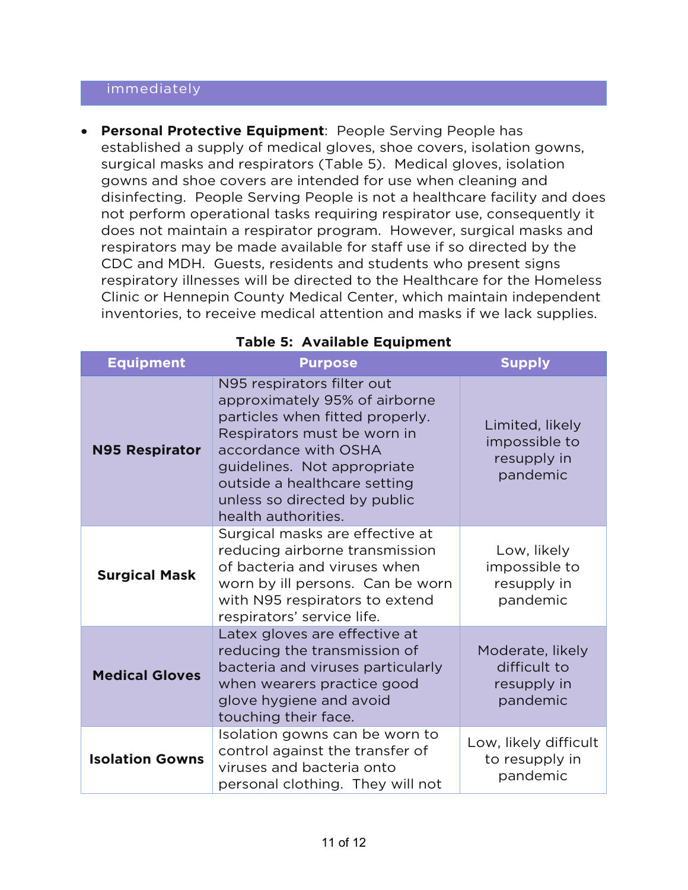| immediately |
|---|

- **Personal Protective Equipment**: People Serving People has established a supply of medical gloves, shoe covers, isolation gowns, surgical masks and respirators (Table 5). Medical gloves, isolation gowns and shoe covers are intended for use when cleaning and disinfecting. People Serving People is not a healthcare facility and does not perform operational tasks requiring respirator use, consequently it does not maintain a respirator program. However, surgical masks and respirators may be made available for staff use if so directed by the CDC and MDH. Guests, residents and students who present signs respiratory illnesses will be directed to the Healthcare for the Homeless Clinic or Hennepin County Medical Center, which maintain independent inventories, to receive medical attention and masks if we lack supplies.

**Table 5: Available Equipment**

| Equipment | Purpose | Supply |
|---|---|---|
| **N95 Respirator** | N95 respirators filter out approximately 95% of airborne particles when fitted properly. Respirators must be worn in accordance with OSHA guidelines. Not appropriate outside a healthcare setting unless so directed by public health authorities. | Limited, likely impossible to resupply in pandemic |
| **Surgical Mask** | Surgical masks are effective at reducing airborne transmission of bacteria and viruses when worn by ill persons. Can be worn with N95 respirators to extend respirators' service life. | Low, likely impossible to resupply in pandemic |
| **Medical Gloves** | Latex gloves are effective at reducing the transmission of bacteria and viruses particularly when wearers practice good glove hygiene and avoid touching their face. | Moderate, likely difficult to resupply in pandemic |
| **Isolation Gowns** | Isolation gowns can be worn to control against the transfer of viruses and bacteria onto personal clothing. They will not | Low, likely difficult to resupply in pandemic |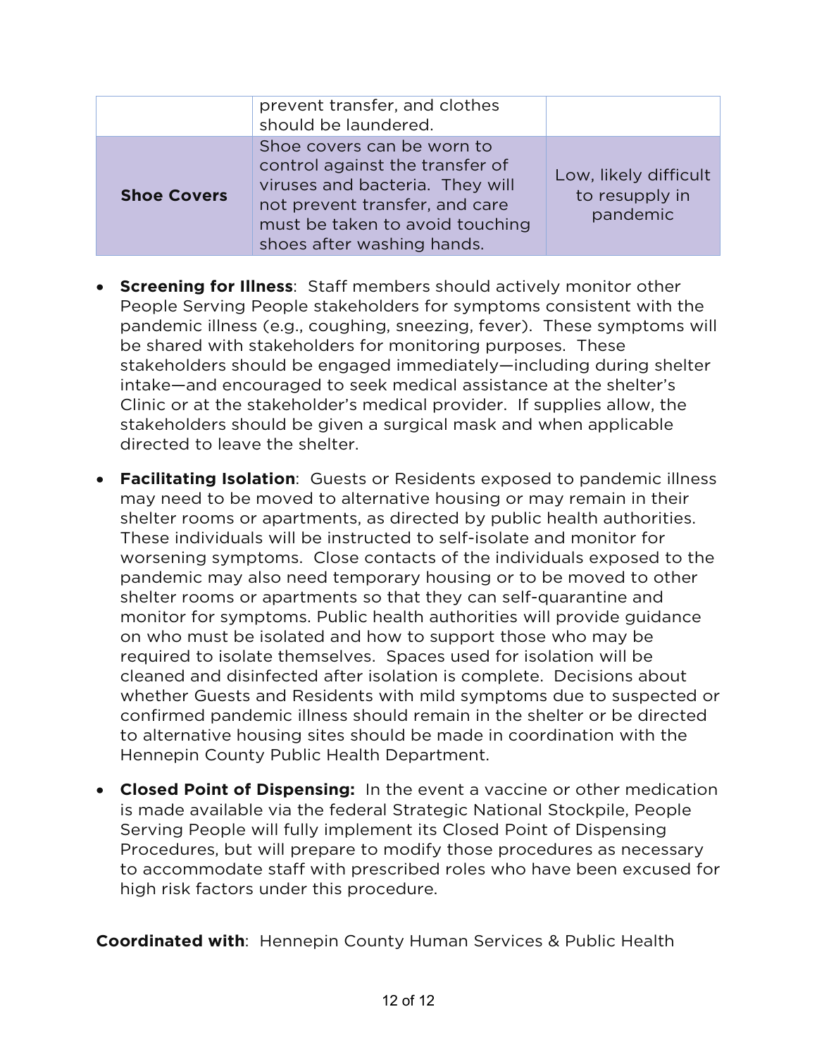|  |  |  |
|---|---|---|
|  | prevent transfer, and clothes should be laundered. |  |
| **Shoe Covers** | Shoe covers can be worn to control against the transfer of viruses and bacteria. They will not prevent transfer, and care must be taken to avoid touching shoes after washing hands. | Low, likely difficult to resupply in pandemic |

- **Screening for Illness**: Staff members should actively monitor other People Serving People stakeholders for symptoms consistent with the pandemic illness (e.g., coughing, sneezing, fever). These symptoms will be shared with stakeholders for monitoring purposes. These stakeholders should be engaged immediately—including during shelter intake—and encouraged to seek medical assistance at the shelter's Clinic or at the stakeholder's medical provider. If supplies allow, the stakeholders should be given a surgical mask and when applicable directed to leave the shelter.

- **Facilitating Isolation**: Guests or Residents exposed to pandemic illness may need to be moved to alternative housing or may remain in their shelter rooms or apartments, as directed by public health authorities. These individuals will be instructed to self-isolate and monitor for worsening symptoms. Close contacts of the individuals exposed to the pandemic may also need temporary housing or to be moved to other shelter rooms or apartments so that they can self-quarantine and monitor for symptoms. Public health authorities will provide guidance on who must be isolated and how to support those who may be required to isolate themselves. Spaces used for isolation will be cleaned and disinfected after isolation is complete. Decisions about whether Guests and Residents with mild symptoms due to suspected or confirmed pandemic illness should remain in the shelter or be directed to alternative housing sites should be made in coordination with the Hennepin County Public Health Department.

- **Closed Point of Dispensing:** In the event a vaccine or other medication is made available via the federal Strategic National Stockpile, People Serving People will fully implement its Closed Point of Dispensing Procedures, but will prepare to modify those procedures as necessary to accommodate staff with prescribed roles who have been excused for high risk factors under this procedure.

**Coordinated with**: Hennepin County Human Services & Public Health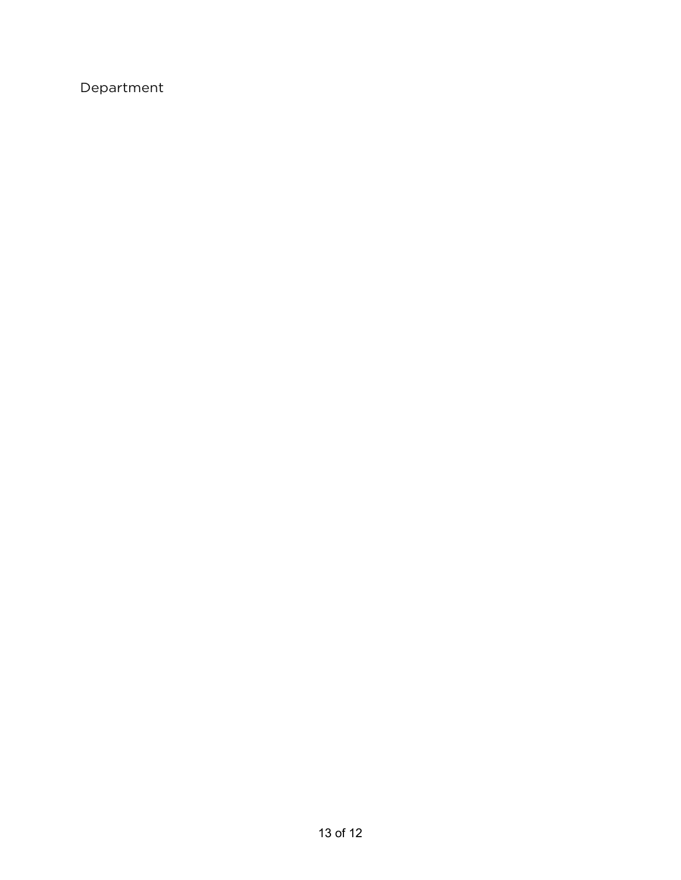Department